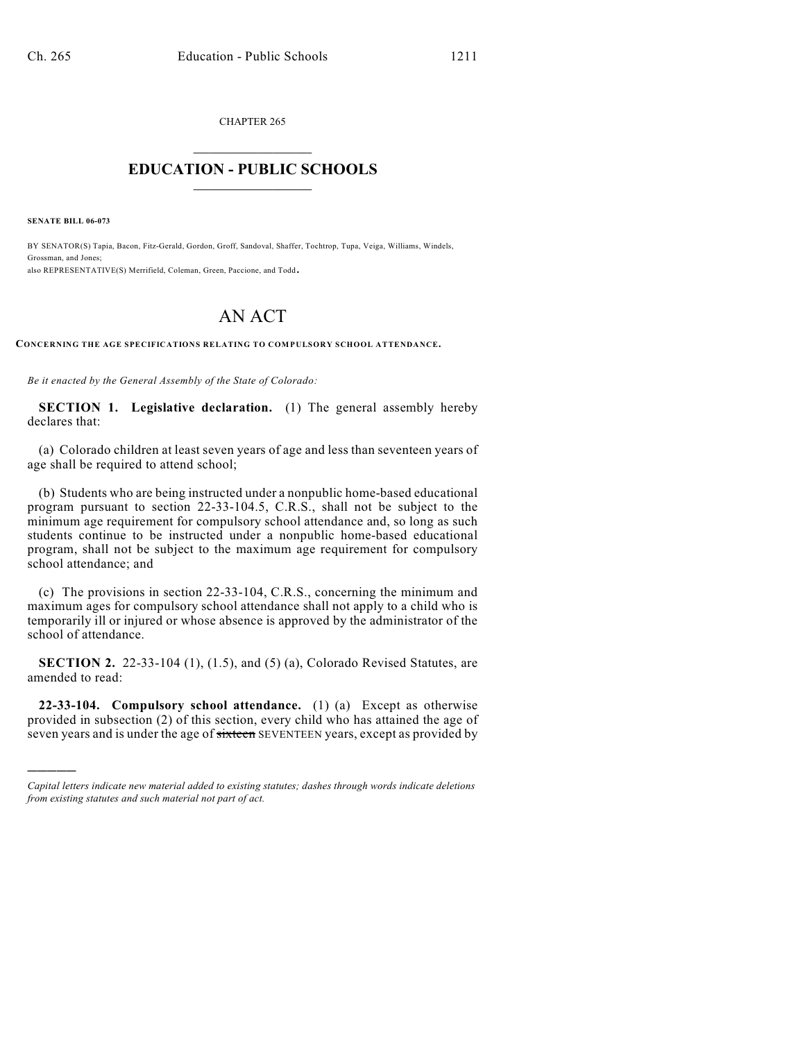CHAPTER 265

# EDUCATION - PUBLIC SCHOOLS

**SENATE BILL 06-073**

BY SENATOR(S) Tapia, Bacon, Fitz-Gerald, Gordon, Groff, Sandoval, Shaffer, Tochtrop, Tupa, Veiga, Williams, Windels, Grossman, and Jones;
also REPRESENTATIVE(S) Merrifield, Coleman, Green, Paccione, and Todd.

# AN ACT

**CONCERNING THE AGE SPECIFICATIONS RELATING TO COMPULSORY SCHOOL ATTENDANCE.**

*Be it enacted by the General Assembly of the State of Colorado:*

**SECTION 1. Legislative declaration.** (1) The general assembly hereby declares that:

(a) Colorado children at least seven years of age and less than seventeen years of age shall be required to attend school;

(b) Students who are being instructed under a nonpublic home-based educational program pursuant to section 22-33-104.5, C.R.S., shall not be subject to the minimum age requirement for compulsory school attendance and, so long as such students continue to be instructed under a nonpublic home-based educational program, shall not be subject to the maximum age requirement for compulsory school attendance; and

(c) The provisions in section 22-33-104, C.R.S., concerning the minimum and maximum ages for compulsory school attendance shall not apply to a child who is temporarily ill or injured or whose absence is approved by the administrator of the school of attendance.

**SECTION 2.** 22-33-104 (1), (1.5), and (5) (a), Colorado Revised Statutes, are amended to read:

**22-33-104. Compulsory school attendance.** (1) (a) Except as otherwise provided in subsection (2) of this section, every child who has attained the age of seven years and is under the age of ~~sixteen~~ SEVENTEEN years, except as provided by

*Capital letters indicate new material added to existing statutes; dashes through words indicate deletions from existing statutes and such material not part of act.*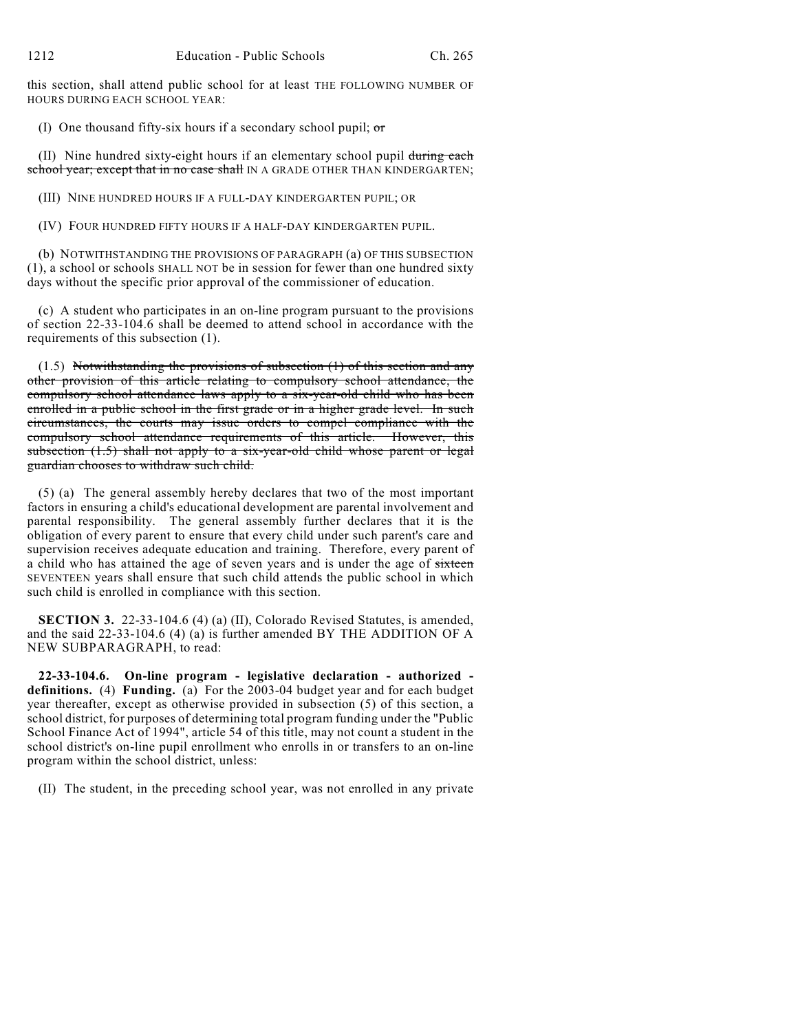this section, shall attend public school for at least THE FOLLOWING NUMBER OF HOURS DURING EACH SCHOOL YEAR:

(I) One thousand fifty-six hours if a secondary school pupil; ~~or~~

(II) Nine hundred sixty-eight hours if an elementary school pupil ~~during each school year; except that in no case shall~~ IN A GRADE OTHER THAN KINDERGARTEN;

(III) NINE HUNDRED HOURS IF A FULL-DAY KINDERGARTEN PUPIL; OR

(IV) FOUR HUNDRED FIFTY HOURS IF A HALF-DAY KINDERGARTEN PUPIL.

(b) NOTWITHSTANDING THE PROVISIONS OF PARAGRAPH (a) OF THIS SUBSECTION (1), a school or schools SHALL NOT be in session for fewer than one hundred sixty days without the specific prior approval of the commissioner of education.

(c) A student who participates in an on-line program pursuant to the provisions of section 22-33-104.6 shall be deemed to attend school in accordance with the requirements of this subsection (1).

(1.5) ~~Notwithstanding the provisions of subsection (1) of this section and any other provision of this article relating to compulsory school attendance, the compulsory school attendance laws apply to a six-year-old child who has been enrolled in a public school in the first grade or in a higher grade level. In such circumstances, the courts may issue orders to compel compliance with the compulsory school attendance requirements of this article. However, this subsection (1.5) shall not apply to a six-year-old child whose parent or legal guardian chooses to withdraw such child.~~

(5) (a) The general assembly hereby declares that two of the most important factors in ensuring a child's educational development are parental involvement and parental responsibility. The general assembly further declares that it is the obligation of every parent to ensure that every child under such parent's care and supervision receives adequate education and training. Therefore, every parent of a child who has attained the age of seven years and is under the age of ~~sixteen~~ SEVENTEEN years shall ensure that such child attends the public school in which such child is enrolled in compliance with this section.

**SECTION 3.** 22-33-104.6 (4) (a) (II), Colorado Revised Statutes, is amended, and the said 22-33-104.6 (4) (a) is further amended BY THE ADDITION OF A NEW SUBPARAGRAPH, to read:

**22-33-104.6. On-line program - legislative declaration - authorized - definitions.** (4) **Funding.** (a) For the 2003-04 budget year and for each budget year thereafter, except as otherwise provided in subsection (5) of this section, a school district, for purposes of determining total program funding under the "Public School Finance Act of 1994", article 54 of this title, may not count a student in the school district's on-line pupil enrollment who enrolls in or transfers to an on-line program within the school district, unless:

(II) The student, in the preceding school year, was not enrolled in any private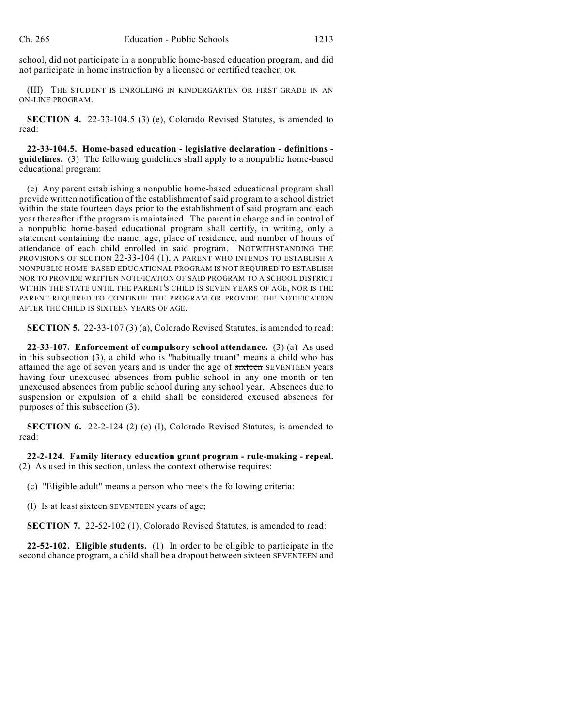school, did not participate in a nonpublic home-based education program, and did not participate in home instruction by a licensed or certified teacher; OR

(III) THE STUDENT IS ENROLLING IN KINDERGARTEN OR FIRST GRADE IN AN ON-LINE PROGRAM.

**SECTION 4.** 22-33-104.5 (3) (e), Colorado Revised Statutes, is amended to read:

**22-33-104.5. Home-based education - legislative declaration - definitions - guidelines.** (3) The following guidelines shall apply to a nonpublic home-based educational program:

(e) Any parent establishing a nonpublic home-based educational program shall provide written notification of the establishment of said program to a school district within the state fourteen days prior to the establishment of said program and each year thereafter if the program is maintained. The parent in charge and in control of a nonpublic home-based educational program shall certify, in writing, only a statement containing the name, age, place of residence, and number of hours of attendance of each child enrolled in said program. NOTWITHSTANDING THE PROVISIONS OF SECTION 22-33-104 (1), A PARENT WHO INTENDS TO ESTABLISH A NONPUBLIC HOME-BASED EDUCATIONAL PROGRAM IS NOT REQUIRED TO ESTABLISH NOR TO PROVIDE WRITTEN NOTIFICATION OF SAID PROGRAM TO A SCHOOL DISTRICT WITHIN THE STATE UNTIL THE PARENT'S CHILD IS SEVEN YEARS OF AGE, NOR IS THE PARENT REQUIRED TO CONTINUE THE PROGRAM OR PROVIDE THE NOTIFICATION AFTER THE CHILD IS SIXTEEN YEARS OF AGE.

**SECTION 5.** 22-33-107 (3) (a), Colorado Revised Statutes, is amended to read:

**22-33-107. Enforcement of compulsory school attendance.** (3) (a) As used in this subsection (3), a child who is "habitually truant" means a child who has attained the age of seven years and is under the age of ~~sixteen~~ SEVENTEEN years having four unexcused absences from public school in any one month or ten unexcused absences from public school during any school year. Absences due to suspension or expulsion of a child shall be considered excused absences for purposes of this subsection (3).

**SECTION 6.** 22-2-124 (2) (c) (I), Colorado Revised Statutes, is amended to read:

**22-2-124. Family literacy education grant program - rule-making - repeal.** (2) As used in this section, unless the context otherwise requires:

(c) "Eligible adult" means a person who meets the following criteria:

(I) Is at least ~~sixteen~~ SEVENTEEN years of age;

**SECTION 7.** 22-52-102 (1), Colorado Revised Statutes, is amended to read:

**22-52-102. Eligible students.** (1) In order to be eligible to participate in the second chance program, a child shall be a dropout between ~~sixteen~~ SEVENTEEN and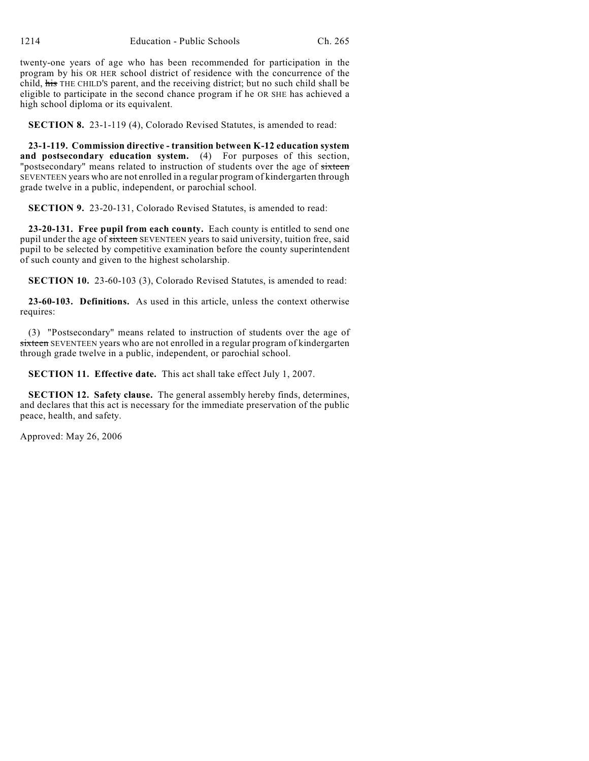twenty-one years of age who has been recommended for participation in the program by his OR HER school district of residence with the concurrence of the child, ~~his~~ THE CHILD'S parent, and the receiving district; but no such child shall be eligible to participate in the second chance program if he OR SHE has achieved a high school diploma or its equivalent.

**SECTION 8.** 23-1-119 (4), Colorado Revised Statutes, is amended to read:

**23-1-119. Commission directive - transition between K-12 education system and postsecondary education system.** (4) For purposes of this section, "postsecondary" means related to instruction of students over the age of ~~sixteen~~ SEVENTEEN years who are not enrolled in a regular program of kindergarten through grade twelve in a public, independent, or parochial school.

**SECTION 9.** 23-20-131, Colorado Revised Statutes, is amended to read:

**23-20-131. Free pupil from each county.** Each county is entitled to send one pupil under the age of ~~sixteen~~ SEVENTEEN years to said university, tuition free, said pupil to be selected by competitive examination before the county superintendent of such county and given to the highest scholarship.

**SECTION 10.** 23-60-103 (3), Colorado Revised Statutes, is amended to read:

**23-60-103. Definitions.** As used in this article, unless the context otherwise requires:

(3) "Postsecondary" means related to instruction of students over the age of ~~sixteen~~ SEVENTEEN years who are not enrolled in a regular program of kindergarten through grade twelve in a public, independent, or parochial school.

**SECTION 11. Effective date.** This act shall take effect July 1, 2007.

**SECTION 12. Safety clause.** The general assembly hereby finds, determines, and declares that this act is necessary for the immediate preservation of the public peace, health, and safety.

Approved: May 26, 2006